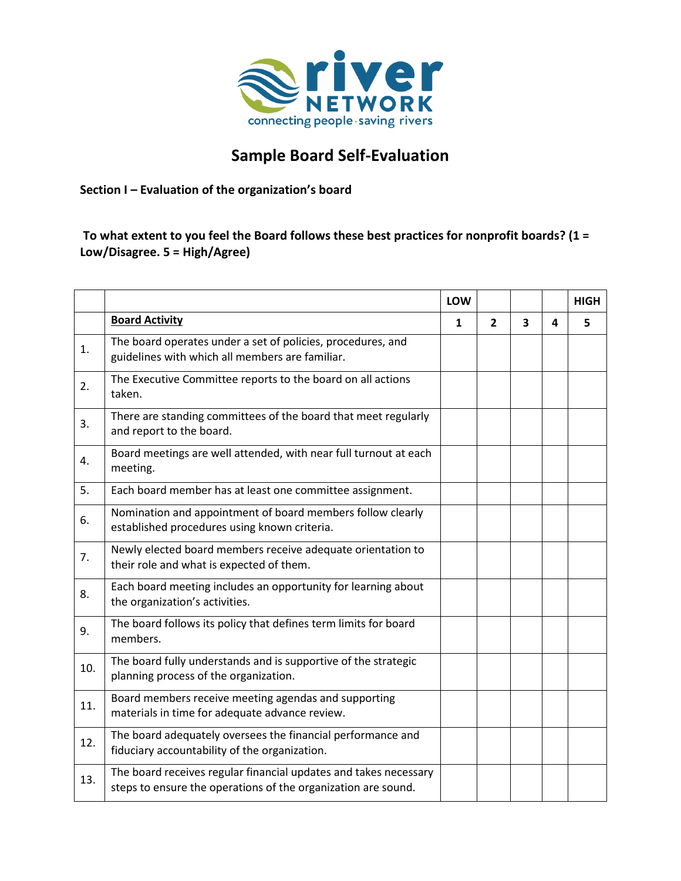river NETWORK
connecting people · saving rivers

# Sample Board Self-Evaluation

**Section I – Evaluation of the organization's board**

**To what extent to you feel the Board follows these best practices for nonprofit boards? (1 = Low/Disagree. 5 = High/Agree)**

| | | LOW | | | | HIGH |
|---|---|---|---|---|---|---|
| | **Board Activity** | **1** | **2** | **3** | **4** | **5** |
| 1. | The board operates under a set of policies, procedures, and guidelines with which all members are familiar. | | | | | |
| 2. | The Executive Committee reports to the board on all actions taken. | | | | | |
| 3. | There are standing committees of the board that meet regularly and report to the board. | | | | | |
| 4. | Board meetings are well attended, with near full turnout at each meeting. | | | | | |
| 5. | Each board member has at least one committee assignment. | | | | | |
| 6. | Nomination and appointment of board members follow clearly established procedures using known criteria. | | | | | |
| 7. | Newly elected board members receive adequate orientation to their role and what is expected of them. | | | | | |
| 8. | Each board meeting includes an opportunity for learning about the organization's activities. | | | | | |
| 9. | The board follows its policy that defines term limits for board members. | | | | | |
| 10. | The board fully understands and is supportive of the strategic planning process of the organization. | | | | | |
| 11. | Board members receive meeting agendas and supporting materials in time for adequate advance review. | | | | | |
| 12. | The board adequately oversees the financial performance and fiduciary accountability of the organization. | | | | | |
| 13. | The board receives regular financial updates and takes necessary steps to ensure the operations of the organization are sound. | | | | | |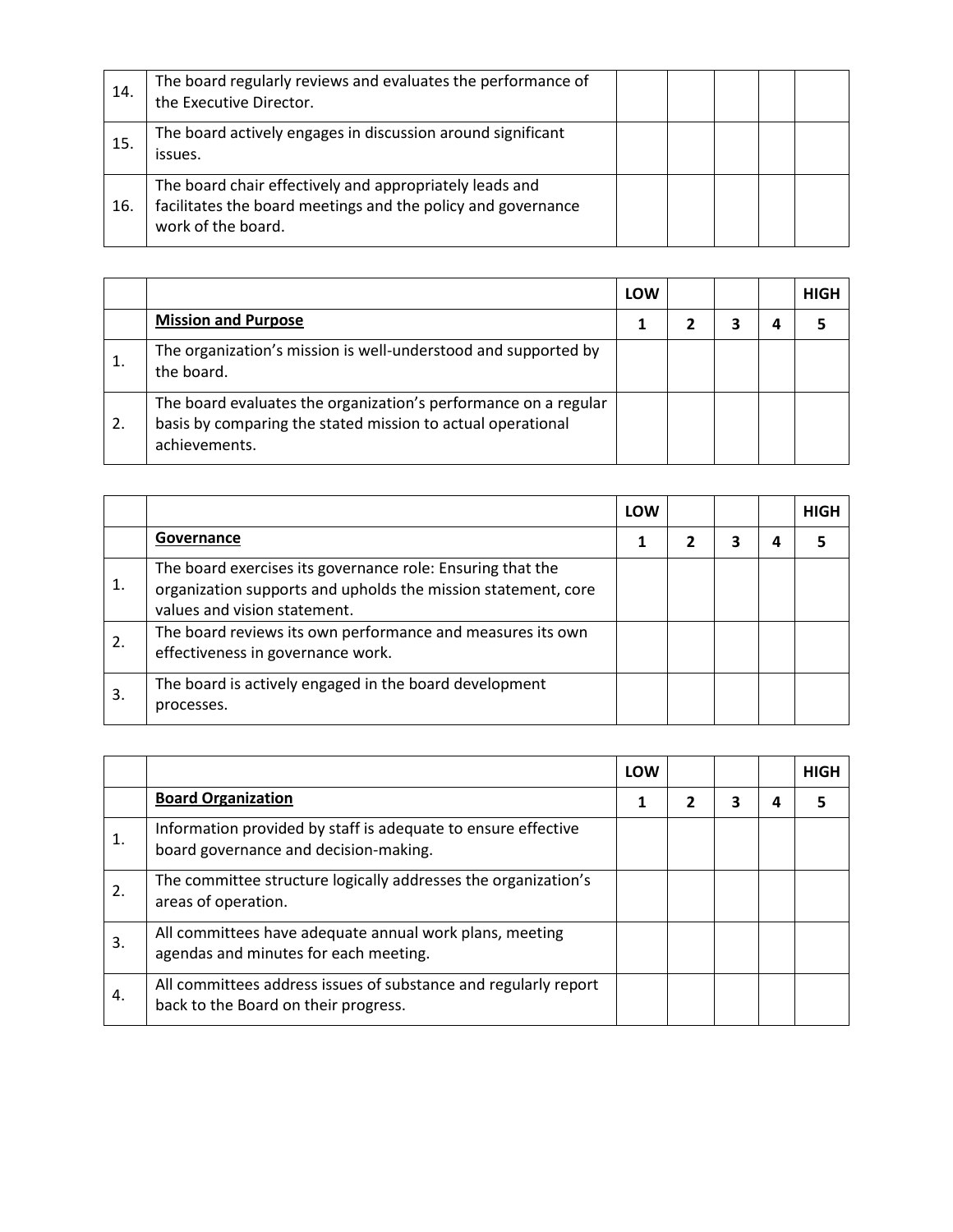| | | | | | | |
|---|---|---|---|---|---|---|
| 14. | The board regularly reviews and evaluates the performance of the Executive Director. | | | | | |
| 15. | The board actively engages in discussion around significant issues. | | | | | |
| 16. | The board chair effectively and appropriately leads and facilitates the board meetings and the policy and governance work of the board. | | | | | |

| | | LOW | | | | HIGH |
|---|---|---|---|---|---|---|
| | **Mission and Purpose** | **1** | **2** | **3** | **4** | **5** |
| 1. | The organization's mission is well-understood and supported by the board. | | | | | |
| 2. | The board evaluates the organization's performance on a regular basis by comparing the stated mission to actual operational achievements. | | | | | |

| | | LOW | | | | HIGH |
|---|---|---|---|---|---|---|
| | **Governance** | **1** | **2** | **3** | **4** | **5** |
| 1. | The board exercises its governance role: Ensuring that the organization supports and upholds the mission statement, core values and vision statement. | | | | | |
| 2. | The board reviews its own performance and measures its own effectiveness in governance work. | | | | | |
| 3. | The board is actively engaged in the board development processes. | | | | | |

| | | LOW | | | | HIGH |
|---|---|---|---|---|---|---|
| | **Board Organization** | **1** | **2** | **3** | **4** | **5** |
| 1. | Information provided by staff is adequate to ensure effective board governance and decision-making. | | | | | |
| 2. | The committee structure logically addresses the organization's areas of operation. | | | | | |
| 3. | All committees have adequate annual work plans, meeting agendas and minutes for each meeting. | | | | | |
| 4. | All committees address issues of substance and regularly report back to the Board on their progress. | | | | | |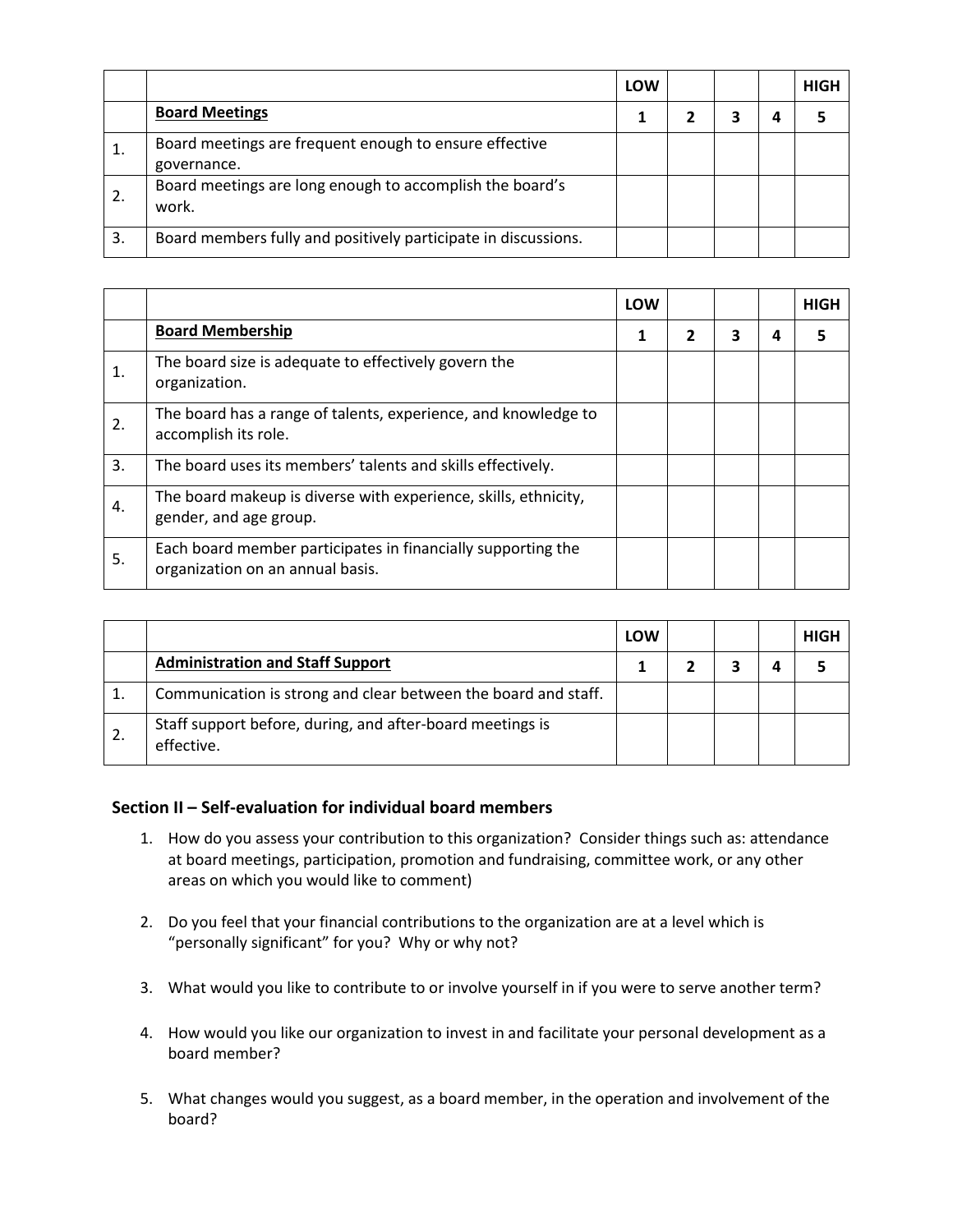| | | LOW | | | | HIGH |
|---|---|---|---|---|---|---|
| | **Board Meetings** | **1** | **2** | **3** | **4** | **5** |
| 1. | Board meetings are frequent enough to ensure effective governance. | | | | | |
| 2. | Board meetings are long enough to accomplish the board's work. | | | | | |
| 3. | Board members fully and positively participate in discussions. | | | | | |

| | | LOW | | | | HIGH |
|---|---|---|---|---|---|---|
| | **Board Membership** | **1** | **2** | **3** | **4** | **5** |
| 1. | The board size is adequate to effectively govern the organization. | | | | | |
| 2. | The board has a range of talents, experience, and knowledge to accomplish its role. | | | | | |
| 3. | The board uses its members' talents and skills effectively. | | | | | |
| 4. | The board makeup is diverse with experience, skills, ethnicity, gender, and age group. | | | | | |
| 5. | Each board member participates in financially supporting the organization on an annual basis. | | | | | |

| | | LOW | | | | HIGH |
|---|---|---|---|---|---|---|
| | **Administration and Staff Support** | **1** | **2** | **3** | **4** | **5** |
| 1. | Communication is strong and clear between the board and staff. | | | | | |
| 2. | Staff support before, during, and after-board meetings is effective. | | | | | |

### Section II – Self-evaluation for individual board members

1. How do you assess your contribution to this organization? Consider things such as: attendance at board meetings, participation, promotion and fundraising, committee work, or any other areas on which you would like to comment)

2. Do you feel that your financial contributions to the organization are at a level which is "personally significant" for you? Why or why not?

3. What would you like to contribute to or involve yourself in if you were to serve another term?

4. How would you like our organization to invest in and facilitate your personal development as a board member?

5. What changes would you suggest, as a board member, in the operation and involvement of the board?